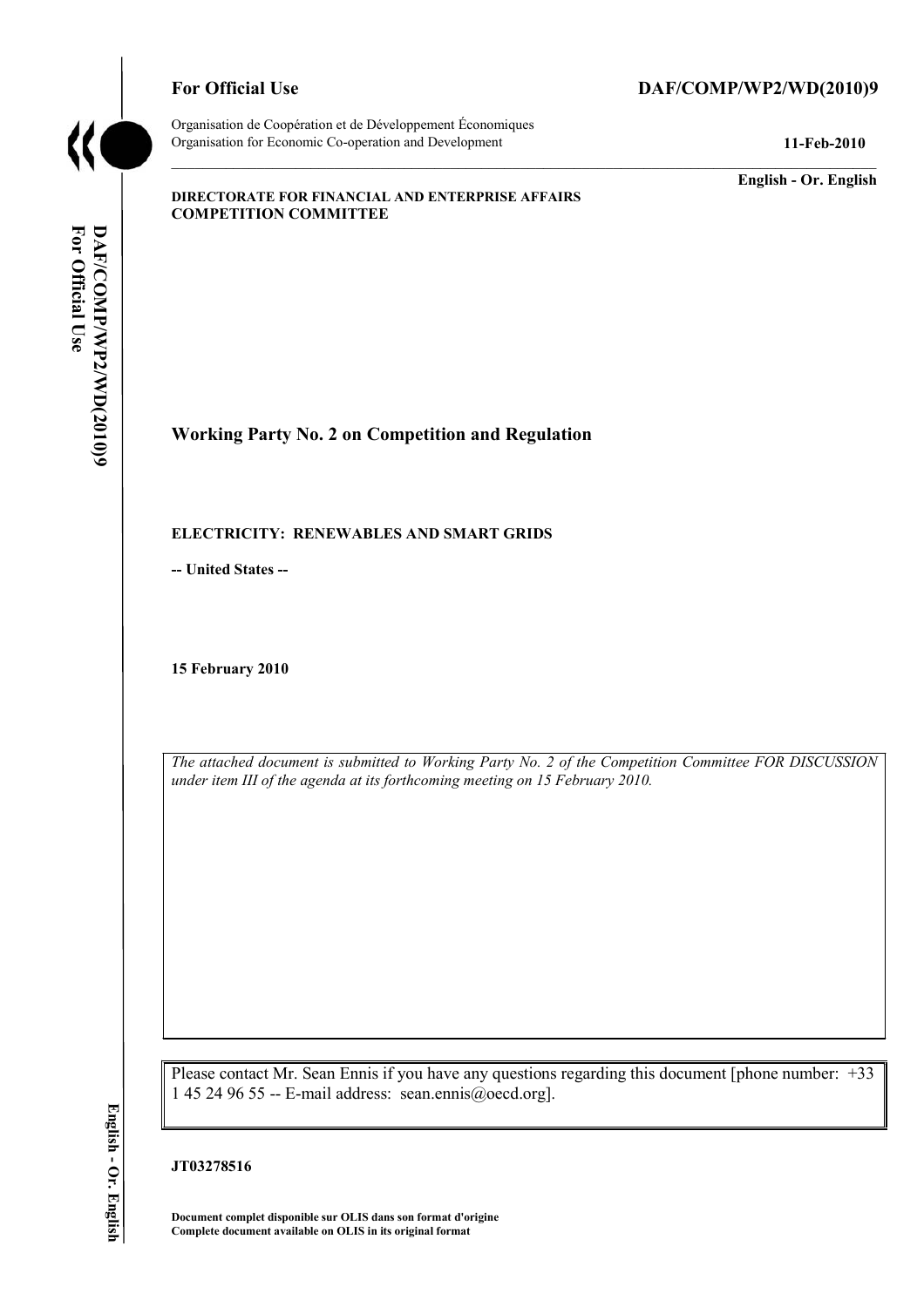**For Official Use** **DAF/COMP/WP2/WD(2010)9**

Organisation de Coopération et de Développement Économiques
Organisation for Economic Co-operation and Development **11-Feb-2010**

**English - Or. English**

**DIRECTORATE FOR FINANCIAL AND ENTERPRISE AFFAIRS**
**COMPETITION COMMITTEE**

# Working Party No. 2 on Competition and Regulation

**ELECTRICITY: RENEWABLES AND SMART GRIDS**

**-- United States --**

**15 February 2010**

*The attached document is submitted to Working Party No. 2 of the Competition Committee FOR DISCUSSION under item III of the agenda at its forthcoming meeting on 15 February 2010.*

Please contact Mr. Sean Ennis if you have any questions regarding this document [phone number: +33 1 45 24 96 55 -- E-mail address: sean.ennis@oecd.org].

**JT03278516**

**Document complet disponible sur OLIS dans son format d'origine**
**Complete document available on OLIS in its original format**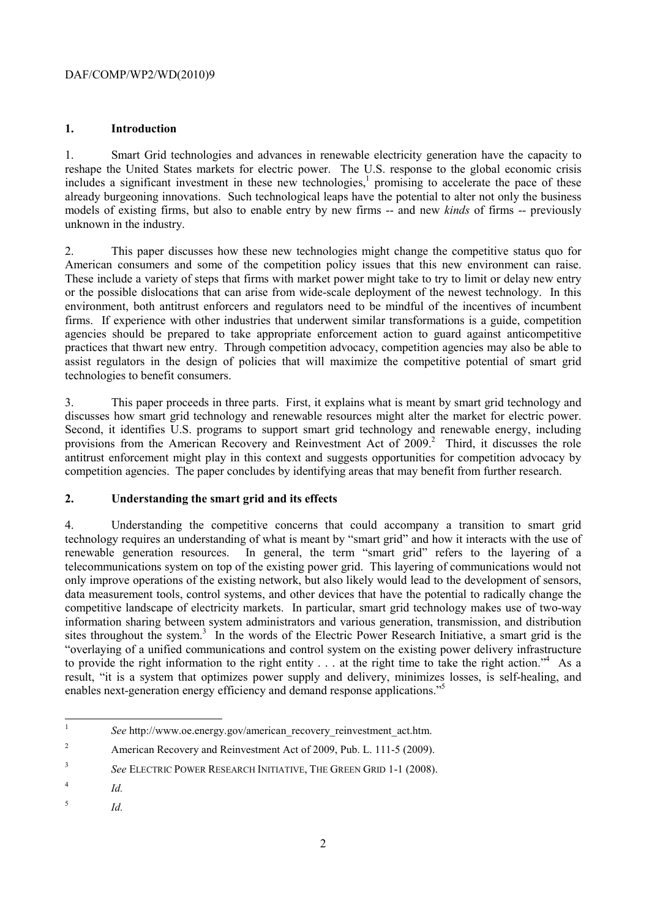## 1. Introduction

1. Smart Grid technologies and advances in renewable electricity generation have the capacity to reshape the United States markets for electric power. The U.S. response to the global economic crisis includes a significant investment in these new technologies,[1] promising to accelerate the pace of these already burgeoning innovations. Such technological leaps have the potential to alter not only the business models of existing firms, but also to enable entry by new firms -- and new *kinds* of firms -- previously unknown in the industry.

2. This paper discusses how these new technologies might change the competitive status quo for American consumers and some of the competition policy issues that this new environment can raise. These include a variety of steps that firms with market power might take to try to limit or delay new entry or the possible dislocations that can arise from wide-scale deployment of the newest technology. In this environment, both antitrust enforcers and regulators need to be mindful of the incentives of incumbent firms. If experience with other industries that underwent similar transformations is a guide, competition agencies should be prepared to take appropriate enforcement action to guard against anticompetitive practices that thwart new entry. Through competition advocacy, competition agencies may also be able to assist regulators in the design of policies that will maximize the competitive potential of smart grid technologies to benefit consumers.

3. This paper proceeds in three parts. First, it explains what is meant by smart grid technology and discusses how smart grid technology and renewable resources might alter the market for electric power. Second, it identifies U.S. programs to support smart grid technology and renewable energy, including provisions from the American Recovery and Reinvestment Act of 2009.[2] Third, it discusses the role antitrust enforcement might play in this context and suggests opportunities for competition advocacy by competition agencies. The paper concludes by identifying areas that may benefit from further research.

## 2. Understanding the smart grid and its effects

4. Understanding the competitive concerns that could accompany a transition to smart grid technology requires an understanding of what is meant by "smart grid" and how it interacts with the use of renewable generation resources. In general, the term "smart grid" refers to the layering of a telecommunications system on top of the existing power grid. This layering of communications would not only improve operations of the existing network, but also likely would lead to the development of sensors, data measurement tools, control systems, and other devices that have the potential to radically change the competitive landscape of electricity markets. In particular, smart grid technology makes use of two-way information sharing between system administrators and various generation, transmission, and distribution sites throughout the system.[3] In the words of the Electric Power Research Initiative, a smart grid is the "overlaying of a unified communications and control system on the existing power delivery infrastructure to provide the right information to the right entity . . . at the right time to take the right action."[4] As a result, "it is a system that optimizes power supply and delivery, minimizes losses, is self-healing, and enables next-generation energy efficiency and demand response applications."[5]

---

[1] *See* http://www.oe.energy.gov/american_recovery_reinvestment_act.htm.

[2] American Recovery and Reinvestment Act of 2009, Pub. L. 111-5 (2009).

[3] *See* ELECTRIC POWER RESEARCH INITIATIVE, THE GREEN GRID 1-1 (2008).

[4] *Id.*

[5] *Id.*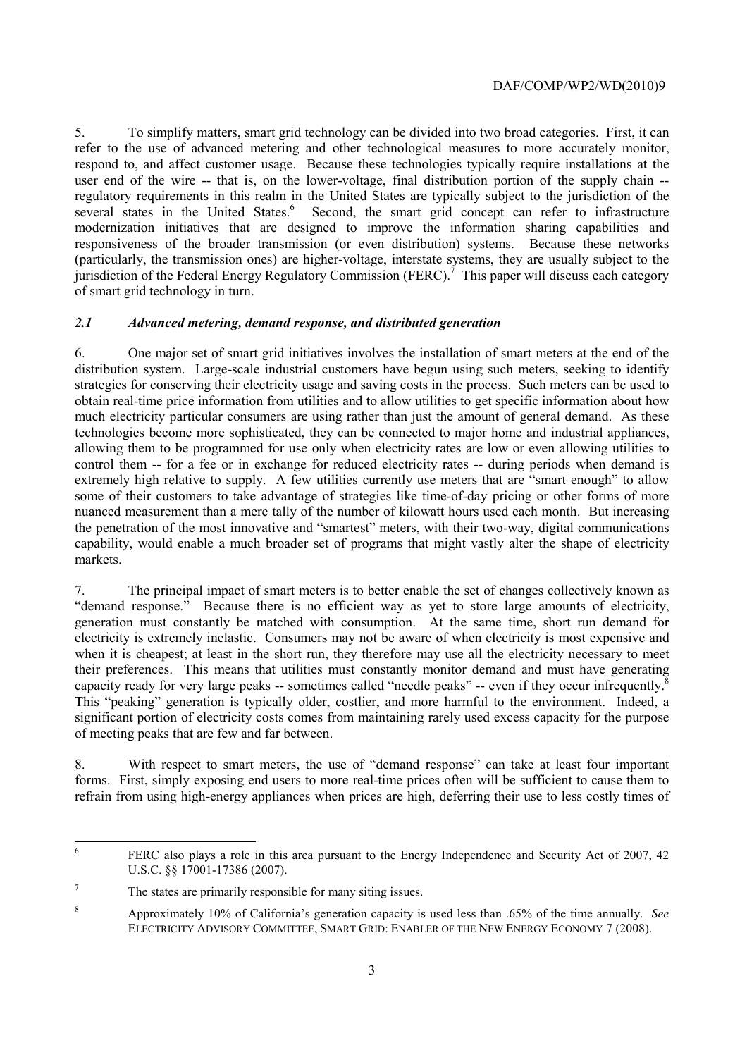5. To simplify matters, smart grid technology can be divided into two broad categories. First, it can refer to the use of advanced metering and other technological measures to more accurately monitor, respond to, and affect customer usage. Because these technologies typically require installations at the user end of the wire -- that is, on the lower-voltage, final distribution portion of the supply chain -- regulatory requirements in this realm in the United States are typically subject to the jurisdiction of the several states in the United States.[6] Second, the smart grid concept can refer to infrastructure modernization initiatives that are designed to improve the information sharing capabilities and responsiveness of the broader transmission (or even distribution) systems. Because these networks (particularly, the transmission ones) are higher-voltage, interstate systems, they are usually subject to the jurisdiction of the Federal Energy Regulatory Commission (FERC).[7] This paper will discuss each category of smart grid technology in turn.

### *2.1 Advanced metering, demand response, and distributed generation*

6. One major set of smart grid initiatives involves the installation of smart meters at the end of the distribution system. Large-scale industrial customers have begun using such meters, seeking to identify strategies for conserving their electricity usage and saving costs in the process. Such meters can be used to obtain real-time price information from utilities and to allow utilities to get specific information about how much electricity particular consumers are using rather than just the amount of general demand. As these technologies become more sophisticated, they can be connected to major home and industrial appliances, allowing them to be programmed for use only when electricity rates are low or even allowing utilities to control them -- for a fee or in exchange for reduced electricity rates -- during periods when demand is extremely high relative to supply. A few utilities currently use meters that are "smart enough" to allow some of their customers to take advantage of strategies like time-of-day pricing or other forms of more nuanced measurement than a mere tally of the number of kilowatt hours used each month. But increasing the penetration of the most innovative and "smartest" meters, with their two-way, digital communications capability, would enable a much broader set of programs that might vastly alter the shape of electricity markets.

7. The principal impact of smart meters is to better enable the set of changes collectively known as "demand response." Because there is no efficient way as yet to store large amounts of electricity, generation must constantly be matched with consumption. At the same time, short run demand for electricity is extremely inelastic. Consumers may not be aware of when electricity is most expensive and when it is cheapest; at least in the short run, they therefore may use all the electricity necessary to meet their preferences. This means that utilities must constantly monitor demand and must have generating capacity ready for very large peaks -- sometimes called "needle peaks" -- even if they occur infrequently.[8] This "peaking" generation is typically older, costlier, and more harmful to the environment. Indeed, a significant portion of electricity costs comes from maintaining rarely used excess capacity for the purpose of meeting peaks that are few and far between.

8. With respect to smart meters, the use of "demand response" can take at least four important forms. First, simply exposing end users to more real-time prices often will be sufficient to cause them to refrain from using high-energy appliances when prices are high, deferring their use to less costly times of

---

[6] FERC also plays a role in this area pursuant to the Energy Independence and Security Act of 2007, 42 U.S.C. §§ 17001-17386 (2007).

[7] The states are primarily responsible for many siting issues.

[8] Approximately 10% of California's generation capacity is used less than .65% of the time annually. *See* ELECTRICITY ADVISORY COMMITTEE, SMART GRID: ENABLER OF THE NEW ENERGY ECONOMY 7 (2008).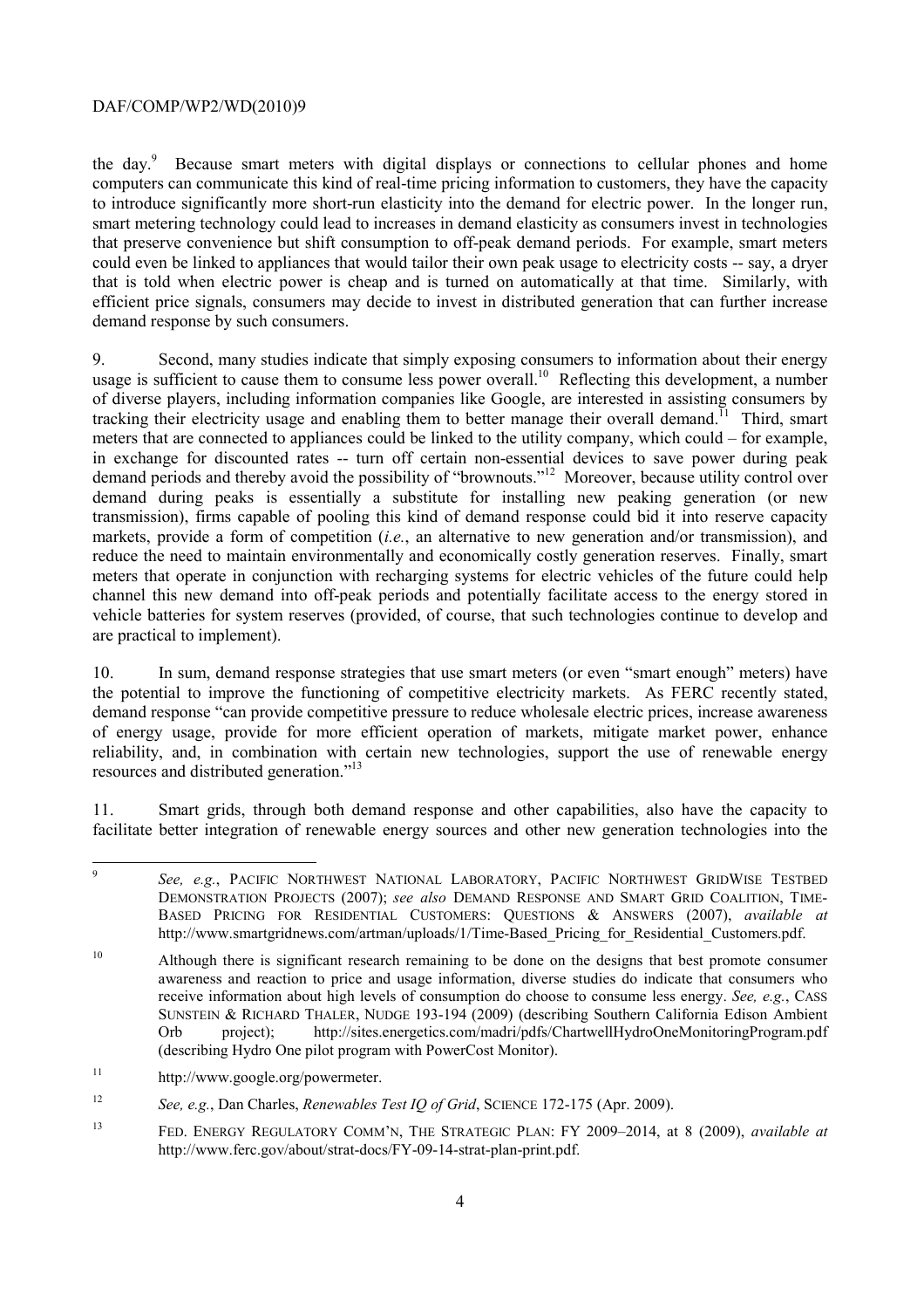the day.[9] Because smart meters with digital displays or connections to cellular phones and home computers can communicate this kind of real-time pricing information to customers, they have the capacity to introduce significantly more short-run elasticity into the demand for electric power. In the longer run, smart metering technology could lead to increases in demand elasticity as consumers invest in technologies that preserve convenience but shift consumption to off-peak demand periods. For example, smart meters could even be linked to appliances that would tailor their own peak usage to electricity costs -- say, a dryer that is told when electric power is cheap and is turned on automatically at that time. Similarly, with efficient price signals, consumers may decide to invest in distributed generation that can further increase demand response by such consumers.

9. Second, many studies indicate that simply exposing consumers to information about their energy usage is sufficient to cause them to consume less power overall.[10] Reflecting this development, a number of diverse players, including information companies like Google, are interested in assisting consumers by tracking their electricity usage and enabling them to better manage their overall demand.[11] Third, smart meters that are connected to appliances could be linked to the utility company, which could – for example, in exchange for discounted rates -- turn off certain non-essential devices to save power during peak demand periods and thereby avoid the possibility of "brownouts."[12] Moreover, because utility control over demand during peaks is essentially a substitute for installing new peaking generation (or new transmission), firms capable of pooling this kind of demand response could bid it into reserve capacity markets, provide a form of competition (*i.e.*, an alternative to new generation and/or transmission), and reduce the need to maintain environmentally and economically costly generation reserves. Finally, smart meters that operate in conjunction with recharging systems for electric vehicles of the future could help channel this new demand into off-peak periods and potentially facilitate access to the energy stored in vehicle batteries for system reserves (provided, of course, that such technologies continue to develop and are practical to implement).

10. In sum, demand response strategies that use smart meters (or even "smart enough" meters) have the potential to improve the functioning of competitive electricity markets. As FERC recently stated, demand response "can provide competitive pressure to reduce wholesale electric prices, increase awareness of energy usage, provide for more efficient operation of markets, mitigate market power, enhance reliability, and, in combination with certain new technologies, support the use of renewable energy resources and distributed generation."[13]

11. Smart grids, through both demand response and other capabilities, also have the capacity to facilitate better integration of renewable energy sources and other new generation technologies into the

---

[9] *See, e.g.*, PACIFIC NORTHWEST NATIONAL LABORATORY, PACIFIC NORTHWEST GRIDWISE TESTBED DEMONSTRATION PROJECTS (2007); *see also* DEMAND RESPONSE AND SMART GRID COALITION, TIME-BASED PRICING FOR RESIDENTIAL CUSTOMERS: QUESTIONS & ANSWERS (2007), *available at* http://www.smartgridnews.com/artman/uploads/1/Time-Based_Pricing_for_Residential_Customers.pdf.

[10] Although there is significant research remaining to be done on the designs that best promote consumer awareness and reaction to price and usage information, diverse studies do indicate that consumers who receive information about high levels of consumption do choose to consume less energy. *See, e.g.*, CASS SUNSTEIN & RICHARD THALER, NUDGE 193-194 (2009) (describing Southern California Edison Ambient Orb project); http://sites.energetics.com/madri/pdfs/ChartwellHydroOneMonitoringProgram.pdf (describing Hydro One pilot program with PowerCost Monitor).

[11] http://www.google.org/powermeter.

[12] *See, e.g.*, Dan Charles, *Renewables Test IQ of Grid*, SCIENCE 172-175 (Apr. 2009).

[13] FED. ENERGY REGULATORY COMM'N, THE STRATEGIC PLAN: FY 2009–2014, at 8 (2009), *available at* http://www.ferc.gov/about/strat-docs/FY-09-14-strat-plan-print.pdf.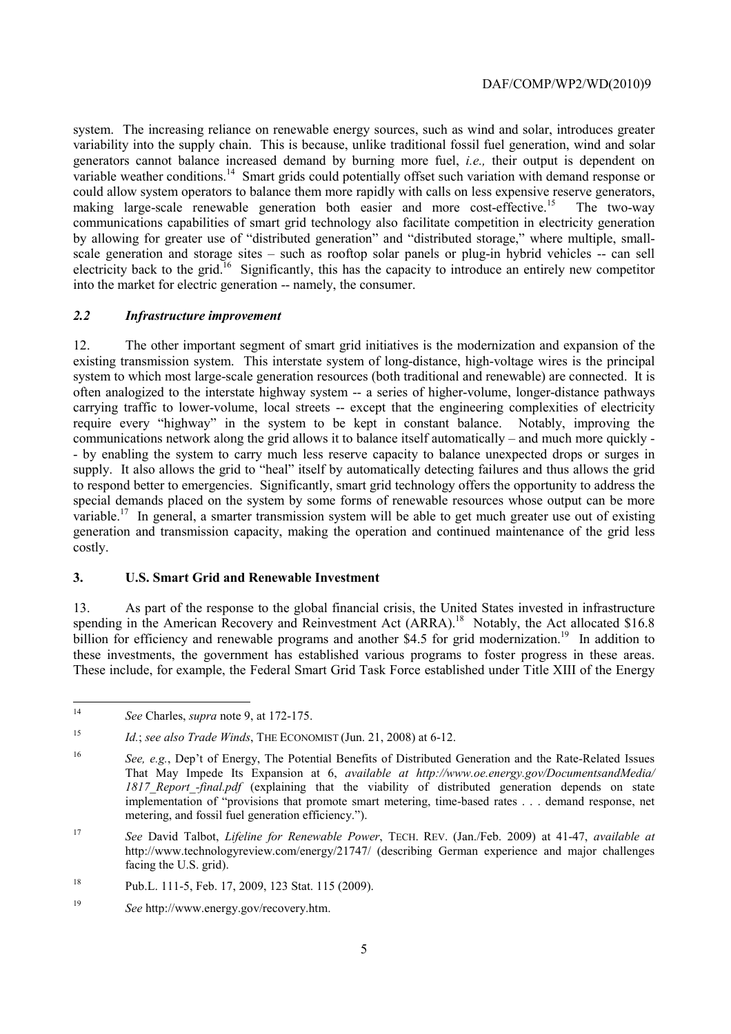system. The increasing reliance on renewable energy sources, such as wind and solar, introduces greater variability into the supply chain. This is because, unlike traditional fossil fuel generation, wind and solar generators cannot balance increased demand by burning more fuel, *i.e.,* their output is dependent on variable weather conditions.[14] Smart grids could potentially offset such variation with demand response or could allow system operators to balance them more rapidly with calls on less expensive reserve generators, making large-scale renewable generation both easier and more cost-effective.[15] The two-way communications capabilities of smart grid technology also facilitate competition in electricity generation by allowing for greater use of "distributed generation" and "distributed storage," where multiple, small-scale generation and storage sites – such as rooftop solar panels or plug-in hybrid vehicles -- can sell electricity back to the grid.[16] Significantly, this has the capacity to introduce an entirely new competitor into the market for electric generation -- namely, the consumer.

### *2.2 Infrastructure improvement*

12. The other important segment of smart grid initiatives is the modernization and expansion of the existing transmission system. This interstate system of long-distance, high-voltage wires is the principal system to which most large-scale generation resources (both traditional and renewable) are connected. It is often analogized to the interstate highway system -- a series of higher-volume, longer-distance pathways carrying traffic to lower-volume, local streets -- except that the engineering complexities of electricity require every "highway" in the system to be kept in constant balance. Notably, improving the communications network along the grid allows it to balance itself automatically – and much more quickly -- by enabling the system to carry much less reserve capacity to balance unexpected drops or surges in supply. It also allows the grid to "heal" itself by automatically detecting failures and thus allows the grid to respond better to emergencies. Significantly, smart grid technology offers the opportunity to address the special demands placed on the system by some forms of renewable resources whose output can be more variable.[17] In general, a smarter transmission system will be able to get much greater use out of existing generation and transmission capacity, making the operation and continued maintenance of the grid less costly.

## **3. U.S. Smart Grid and Renewable Investment**

13. As part of the response to the global financial crisis, the United States invested in infrastructure spending in the American Recovery and Reinvestment Act (ARRA).[18] Notably, the Act allocated $16.8 billion for efficiency and renewable programs and another $4.5 for grid modernization.[19] In addition to these investments, the government has established various programs to foster progress in these areas. These include, for example, the Federal Smart Grid Task Force established under Title XIII of the Energy

---

[14] *See* Charles, *supra* note 9, at 172-175.

[15] *Id.*; *see also Trade Winds*, THE ECONOMIST (Jun. 21, 2008) at 6-12.

[16] *See, e.g.*, Dep't of Energy, The Potential Benefits of Distributed Generation and the Rate-Related Issues That May Impede Its Expansion at 6, *available at http://www.oe.energy.gov/DocumentsandMedia/1817_Report_-final.pdf* (explaining that the viability of distributed generation depends on state implementation of "provisions that promote smart metering, time-based rates . . . demand response, net metering, and fossil fuel generation efficiency.").

[17] *See* David Talbot, *Lifeline for Renewable Power*, TECH. REV. (Jan./Feb. 2009) at 41-47, *available at* http://www.technologyreview.com/energy/21747/ (describing German experience and major challenges facing the U.S. grid).

[18] Pub.L. 111-5, Feb. 17, 2009, 123 Stat. 115 (2009).

[19] *See* http://www.energy.gov/recovery.htm.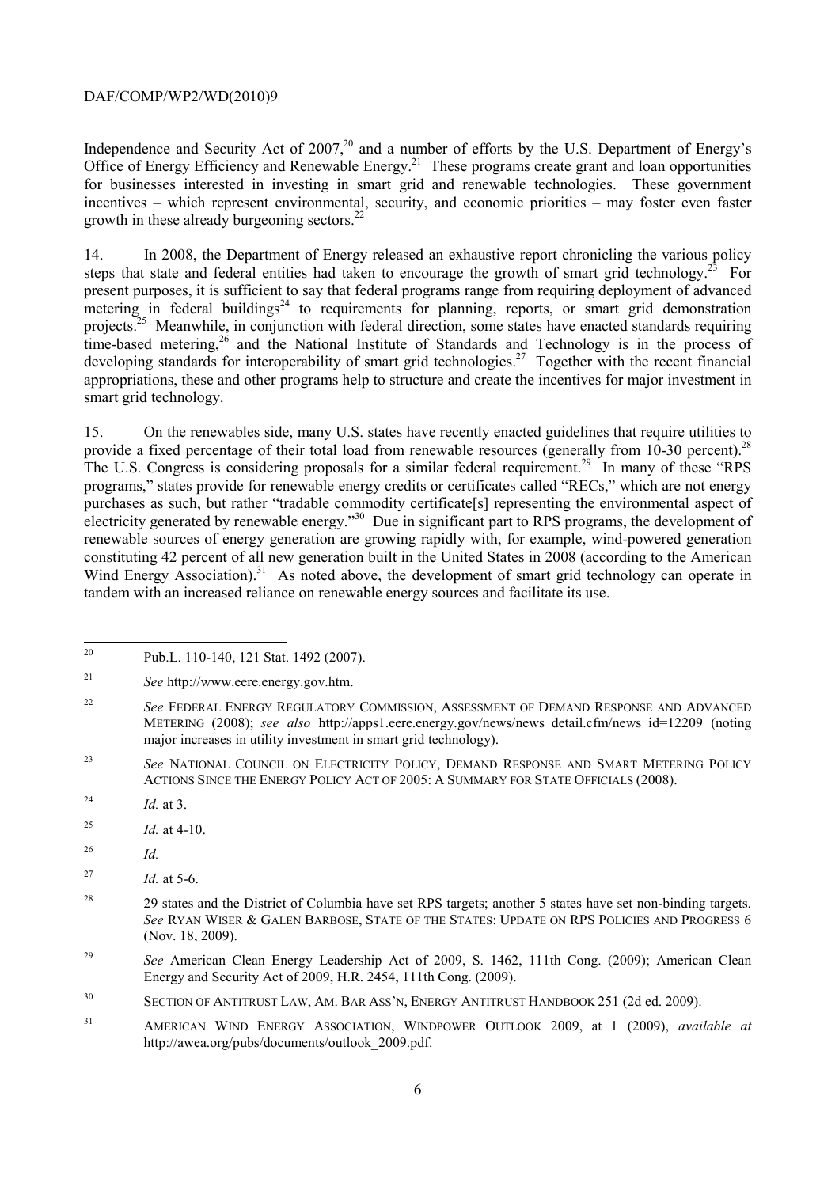Independence and Security Act of 2007,[20] and a number of efforts by the U.S. Department of Energy's Office of Energy Efficiency and Renewable Energy.[21] These programs create grant and loan opportunities for businesses interested in investing in smart grid and renewable technologies. These government incentives – which represent environmental, security, and economic priorities – may foster even faster growth in these already burgeoning sectors.[22]

14. In 2008, the Department of Energy released an exhaustive report chronicling the various policy steps that state and federal entities had taken to encourage the growth of smart grid technology.[23] For present purposes, it is sufficient to say that federal programs range from requiring deployment of advanced metering in federal buildings[24] to requirements for planning, reports, or smart grid demonstration projects.[25] Meanwhile, in conjunction with federal direction, some states have enacted standards requiring time-based metering,[26] and the National Institute of Standards and Technology is in the process of developing standards for interoperability of smart grid technologies.[27] Together with the recent financial appropriations, these and other programs help to structure and create the incentives for major investment in smart grid technology.

15. On the renewables side, many U.S. states have recently enacted guidelines that require utilities to provide a fixed percentage of their total load from renewable resources (generally from 10-30 percent).[28] The U.S. Congress is considering proposals for a similar federal requirement.[29] In many of these "RPS programs," states provide for renewable energy credits or certificates called "RECs," which are not energy purchases as such, but rather "tradable commodity certificate[s] representing the environmental aspect of electricity generated by renewable energy."[30] Due in significant part to RPS programs, the development of renewable sources of energy generation are growing rapidly with, for example, wind-powered generation constituting 42 percent of all new generation built in the United States in 2008 (according to the American Wind Energy Association).[31] As noted above, the development of smart grid technology can operate in tandem with an increased reliance on renewable energy sources and facilitate its use.

---

[20] Pub.L. 110-140, 121 Stat. 1492 (2007).

[21] *See* http://www.eere.energy.gov.htm.

[22] *See* FEDERAL ENERGY REGULATORY COMMISSION, ASSESSMENT OF DEMAND RESPONSE AND ADVANCED METERING (2008); *see also* http://apps1.eere.energy.gov/news/news_detail.cfm/news_id=12209 (noting major increases in utility investment in smart grid technology).

[23] *See* NATIONAL COUNCIL ON ELECTRICITY POLICY, DEMAND RESPONSE AND SMART METERING POLICY ACTIONS SINCE THE ENERGY POLICY ACT OF 2005: A SUMMARY FOR STATE OFFICIALS (2008).

[24] *Id.* at 3.

[25] *Id.* at 4-10.

[26] *Id.*

[27] *Id.* at 5-6.

[28] 29 states and the District of Columbia have set RPS targets; another 5 states have set non-binding targets. *See* RYAN WISER & GALEN BARBOSE, STATE OF THE STATES: UPDATE ON RPS POLICIES AND PROGRESS 6 (Nov. 18, 2009).

[29] *See* American Clean Energy Leadership Act of 2009, S. 1462, 111th Cong. (2009); American Clean Energy and Security Act of 2009, H.R. 2454, 111th Cong. (2009).

[30] SECTION OF ANTITRUST LAW, AM. BAR ASS'N, ENERGY ANTITRUST HANDBOOK 251 (2d ed. 2009).

[31] AMERICAN WIND ENERGY ASSOCIATION, WINDPOWER OUTLOOK 2009, at 1 (2009), *available at* http://awea.org/pubs/documents/outlook_2009.pdf.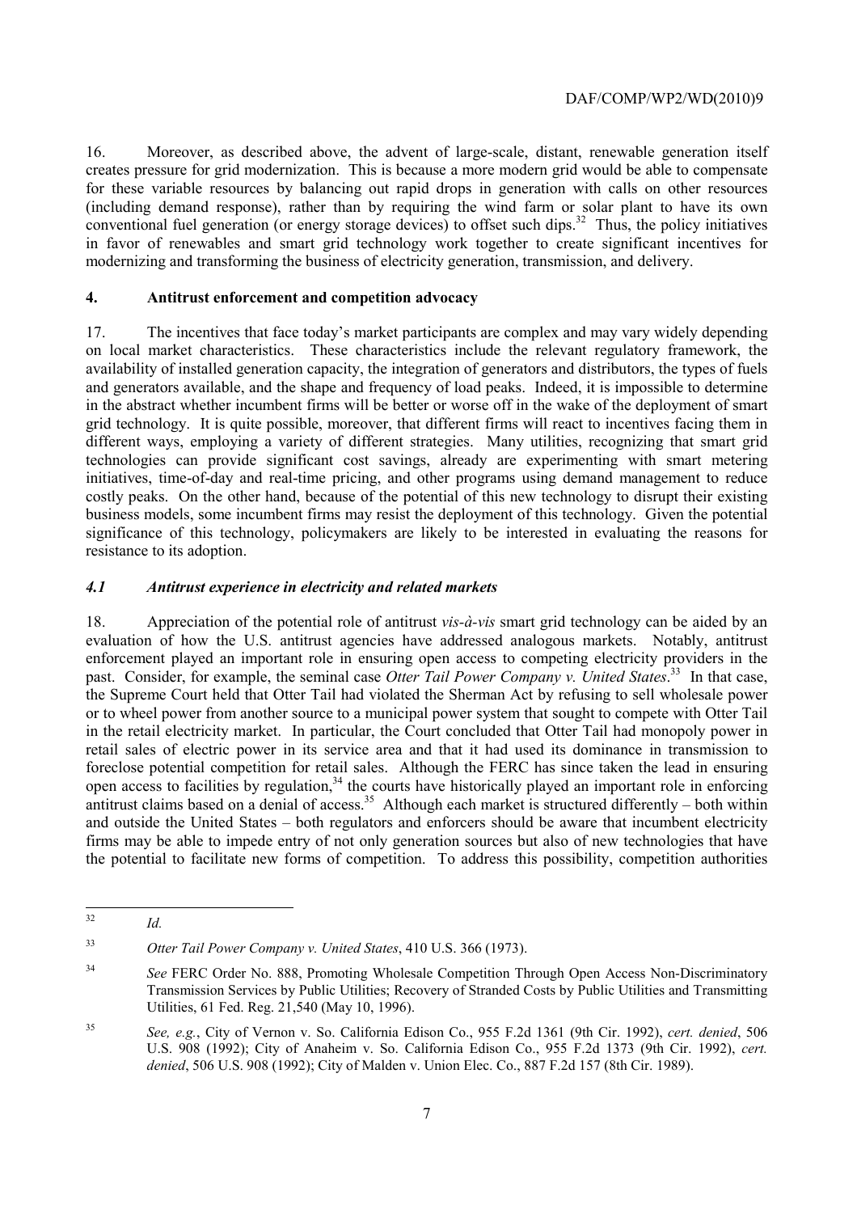16. Moreover, as described above, the advent of large-scale, distant, renewable generation itself creates pressure for grid modernization. This is because a more modern grid would be able to compensate for these variable resources by balancing out rapid drops in generation with calls on other resources (including demand response), rather than by requiring the wind farm or solar plant to have its own conventional fuel generation (or energy storage devices) to offset such dips.[32] Thus, the policy initiatives in favor of renewables and smart grid technology work together to create significant incentives for modernizing and transforming the business of electricity generation, transmission, and delivery.

## 4. Antitrust enforcement and competition advocacy

17. The incentives that face today's market participants are complex and may vary widely depending on local market characteristics. These characteristics include the relevant regulatory framework, the availability of installed generation capacity, the integration of generators and distributors, the types of fuels and generators available, and the shape and frequency of load peaks. Indeed, it is impossible to determine in the abstract whether incumbent firms will be better or worse off in the wake of the deployment of smart grid technology. It is quite possible, moreover, that different firms will react to incentives facing them in different ways, employing a variety of different strategies. Many utilities, recognizing that smart grid technologies can provide significant cost savings, already are experimenting with smart metering initiatives, time-of-day and real-time pricing, and other programs using demand management to reduce costly peaks. On the other hand, because of the potential of this new technology to disrupt their existing business models, some incumbent firms may resist the deployment of this technology. Given the potential significance of this technology, policymakers are likely to be interested in evaluating the reasons for resistance to its adoption.

### *4.1 Antitrust experience in electricity and related markets*

18. Appreciation of the potential role of antitrust *vis-à-vis* smart grid technology can be aided by an evaluation of how the U.S. antitrust agencies have addressed analogous markets. Notably, antitrust enforcement played an important role in ensuring open access to competing electricity providers in the past. Consider, for example, the seminal case *Otter Tail Power Company v. United States*.[33] In that case, the Supreme Court held that Otter Tail had violated the Sherman Act by refusing to sell wholesale power or to wheel power from another source to a municipal power system that sought to compete with Otter Tail in the retail electricity market. In particular, the Court concluded that Otter Tail had monopoly power in retail sales of electric power in its service area and that it had used its dominance in transmission to foreclose potential competition for retail sales. Although the FERC has since taken the lead in ensuring open access to facilities by regulation,[34] the courts have historically played an important role in enforcing antitrust claims based on a denial of access.[35] Although each market is structured differently – both within and outside the United States – both regulators and enforcers should be aware that incumbent electricity firms may be able to impede entry of not only generation sources but also of new technologies that have the potential to facilitate new forms of competition. To address this possibility, competition authorities

---

[32] *Id.*

[33] *Otter Tail Power Company v. United States*, 410 U.S. 366 (1973).

[34] *See* FERC Order No. 888, Promoting Wholesale Competition Through Open Access Non-Discriminatory Transmission Services by Public Utilities; Recovery of Stranded Costs by Public Utilities and Transmitting Utilities, 61 Fed. Reg. 21,540 (May 10, 1996).

[35] *See, e.g.*, City of Vernon v. So. California Edison Co., 955 F.2d 1361 (9th Cir. 1992), *cert. denied*, 506 U.S. 908 (1992); City of Anaheim v. So. California Edison Co., 955 F.2d 1373 (9th Cir. 1992), *cert. denied*, 506 U.S. 908 (1992); City of Malden v. Union Elec. Co., 887 F.2d 157 (8th Cir. 1989).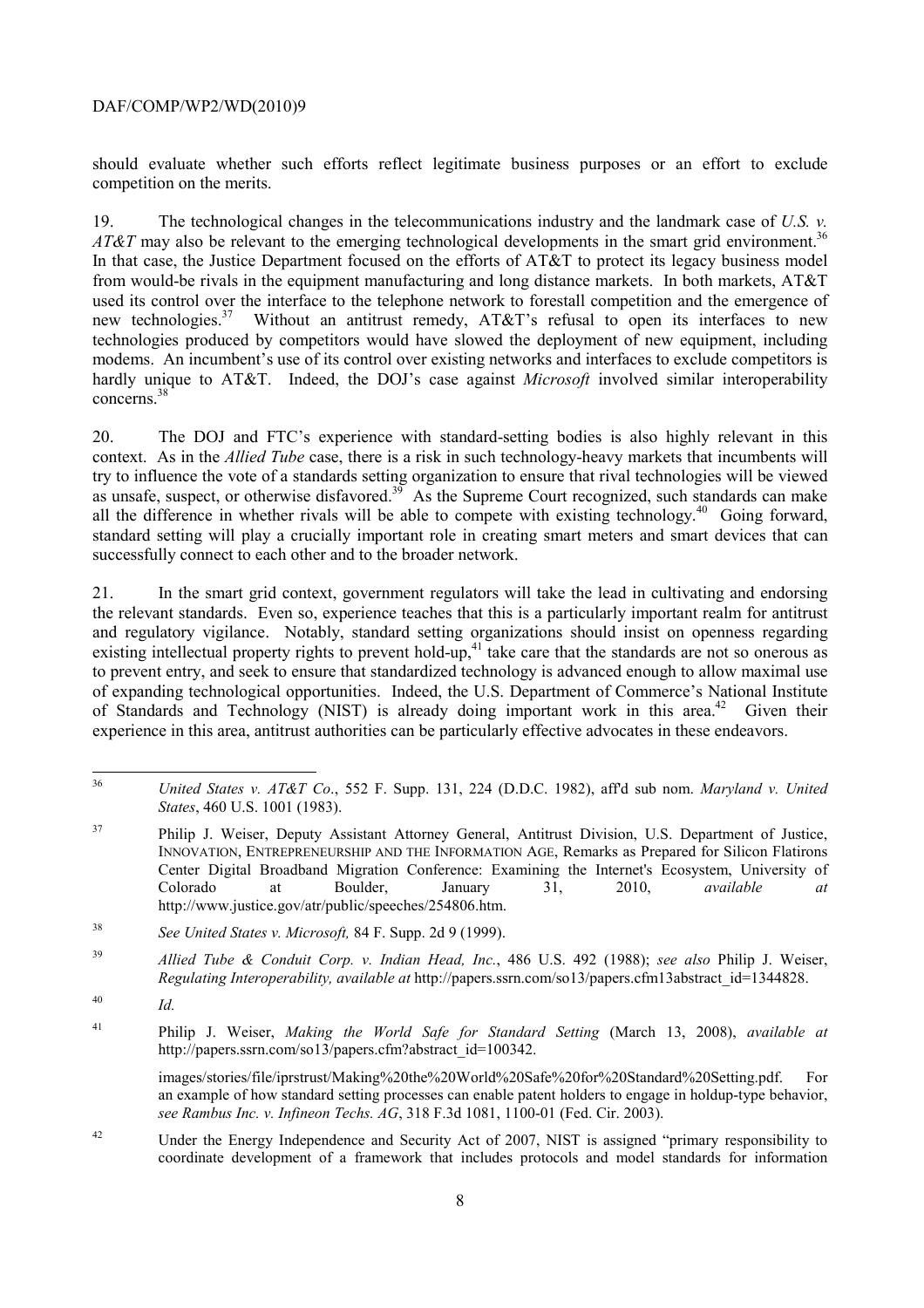should evaluate whether such efforts reflect legitimate business purposes or an effort to exclude competition on the merits.

19. The technological changes in the telecommunications industry and the landmark case of *U.S. v. AT&T* may also be relevant to the emerging technological developments in the smart grid environment.[36] In that case, the Justice Department focused on the efforts of AT&T to protect its legacy business model from would-be rivals in the equipment manufacturing and long distance markets. In both markets, AT&T used its control over the interface to the telephone network to forestall competition and the emergence of new technologies.[37] Without an antitrust remedy, AT&T's refusal to open its interfaces to new technologies produced by competitors would have slowed the deployment of new equipment, including modems. An incumbent's use of its control over existing networks and interfaces to exclude competitors is hardly unique to AT&T. Indeed, the DOJ's case against *Microsoft* involved similar interoperability concerns.[38]

20. The DOJ and FTC's experience with standard-setting bodies is also highly relevant in this context. As in the *Allied Tube* case, there is a risk in such technology-heavy markets that incumbents will try to influence the vote of a standards setting organization to ensure that rival technologies will be viewed as unsafe, suspect, or otherwise disfavored.[39] As the Supreme Court recognized, such standards can make all the difference in whether rivals will be able to compete with existing technology.[40] Going forward, standard setting will play a crucially important role in creating smart meters and smart devices that can successfully connect to each other and to the broader network.

21. In the smart grid context, government regulators will take the lead in cultivating and endorsing the relevant standards. Even so, experience teaches that this is a particularly important realm for antitrust and regulatory vigilance. Notably, standard setting organizations should insist on openness regarding existing intellectual property rights to prevent hold-up,[41] take care that the standards are not so onerous as to prevent entry, and seek to ensure that standardized technology is advanced enough to allow maximal use of expanding technological opportunities. Indeed, the U.S. Department of Commerce's National Institute of Standards and Technology (NIST) is already doing important work in this area.[42] Given their experience in this area, antitrust authorities can be particularly effective advocates in these endeavors.

---

[36] *United States v. AT&T Co*., 552 F. Supp. 131, 224 (D.D.C. 1982), aff'd sub nom. *Maryland v. United States*, 460 U.S. 1001 (1983).

[37] Philip J. Weiser, Deputy Assistant Attorney General, Antitrust Division, U.S. Department of Justice, INNOVATION, ENTREPRENEURSHIP AND THE INFORMATION AGE, Remarks as Prepared for Silicon Flatirons Center Digital Broadband Migration Conference: Examining the Internet's Ecosystem, University of Colorado at Boulder, January 31, 2010, *available at* http://www.justice.gov/atr/public/speeches/254806.htm.

[38] *See United States v. Microsoft,* 84 F. Supp. 2d 9 (1999).

[39] *Allied Tube & Conduit Corp. v. Indian Head, Inc.*, 486 U.S. 492 (1988); *see also* Philip J. Weiser, *Regulating Interoperability, available at* http://papers.ssrn.com/so13/papers.cfm13abstract_id=1344828.

[40] *Id.*

[41] Philip J. Weiser, *Making the World Safe for Standard Setting* (March 13, 2008), *available at* http://papers.ssrn.com/so13/papers.cfm?abstract_id=100342.

images/stories/file/iprstrust/Making%20the%20World%20Safe%20for%20Standard%20Setting.pdf. For an example of how standard setting processes can enable patent holders to engage in holdup-type behavior, *see Rambus Inc. v. Infineon Techs. AG*, 318 F.3d 1081, 1100-01 (Fed. Cir. 2003).

[42] Under the Energy Independence and Security Act of 2007, NIST is assigned "primary responsibility to coordinate development of a framework that includes protocols and model standards for information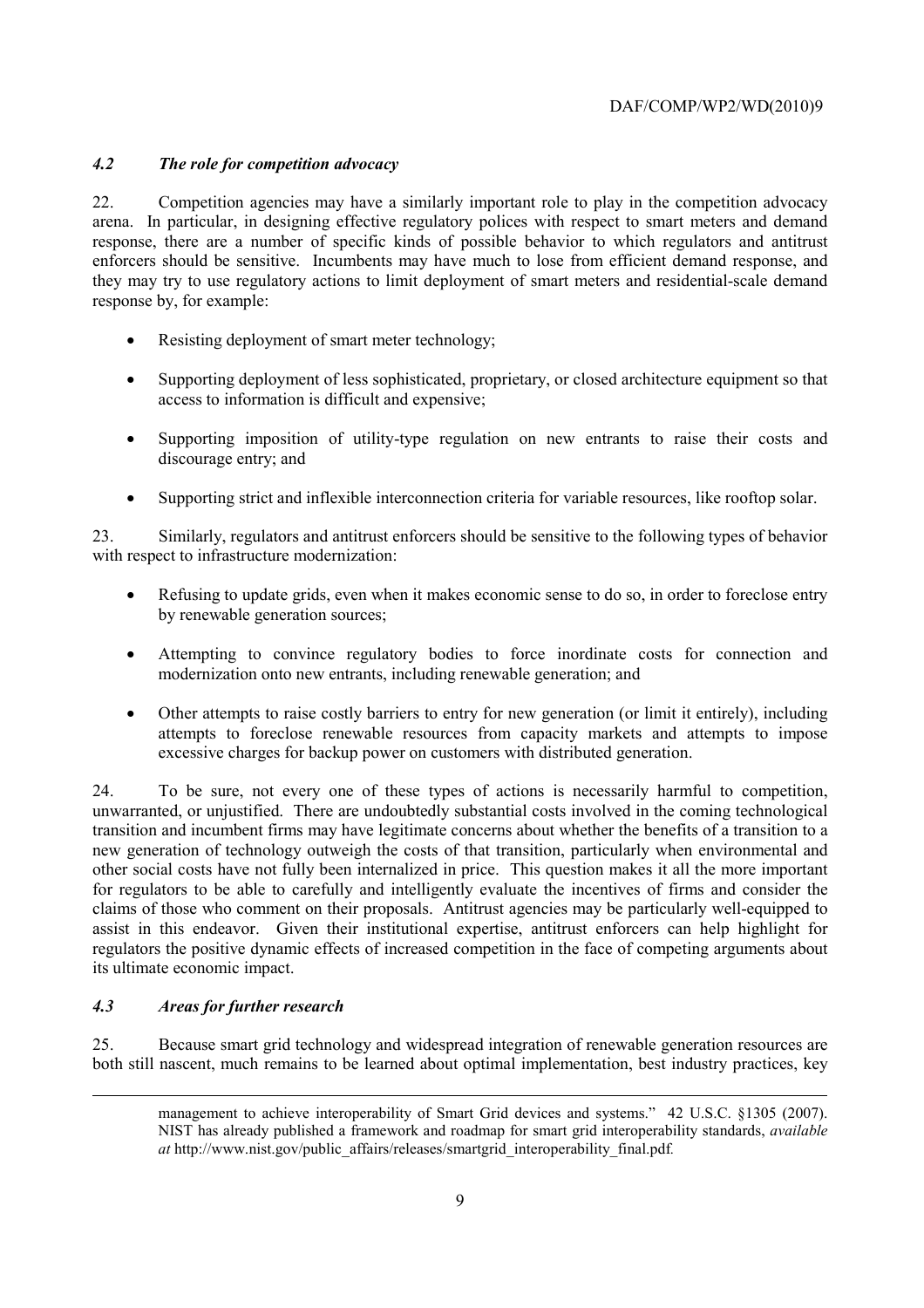### *4.2 The role for competition advocacy*

22. Competition agencies may have a similarly important role to play in the competition advocacy arena. In particular, in designing effective regulatory polices with respect to smart meters and demand response, there are a number of specific kinds of possible behavior to which regulators and antitrust enforcers should be sensitive. Incumbents may have much to lose from efficient demand response, and they may try to use regulatory actions to limit deployment of smart meters and residential-scale demand response by, for example:

- Resisting deployment of smart meter technology;
- Supporting deployment of less sophisticated, proprietary, or closed architecture equipment so that access to information is difficult and expensive;
- Supporting imposition of utility-type regulation on new entrants to raise their costs and discourage entry; and
- Supporting strict and inflexible interconnection criteria for variable resources, like rooftop solar.

23. Similarly, regulators and antitrust enforcers should be sensitive to the following types of behavior with respect to infrastructure modernization:

- Refusing to update grids, even when it makes economic sense to do so, in order to foreclose entry by renewable generation sources;
- Attempting to convince regulatory bodies to force inordinate costs for connection and modernization onto new entrants, including renewable generation; and
- Other attempts to raise costly barriers to entry for new generation (or limit it entirely), including attempts to foreclose renewable resources from capacity markets and attempts to impose excessive charges for backup power on customers with distributed generation.

24. To be sure, not every one of these types of actions is necessarily harmful to competition, unwarranted, or unjustified. There are undoubtedly substantial costs involved in the coming technological transition and incumbent firms may have legitimate concerns about whether the benefits of a transition to a new generation of technology outweigh the costs of that transition, particularly when environmental and other social costs have not fully been internalized in price. This question makes it all the more important for regulators to be able to carefully and intelligently evaluate the incentives of firms and consider the claims of those who comment on their proposals. Antitrust agencies may be particularly well-equipped to assist in this endeavor. Given their institutional expertise, antitrust enforcers can help highlight for regulators the positive dynamic effects of increased competition in the face of competing arguments about its ultimate economic impact.

### *4.3 Areas for further research*

25. Because smart grid technology and widespread integration of renewable generation resources are both still nascent, much remains to be learned about optimal implementation, best industry practices, key

---

management to achieve interoperability of Smart Grid devices and systems." 42 U.S.C. §1305 (2007). NIST has already published a framework and roadmap for smart grid interoperability standards, *available at* http://www.nist.gov/public_affairs/releases/smartgrid_interoperability_final.pdf.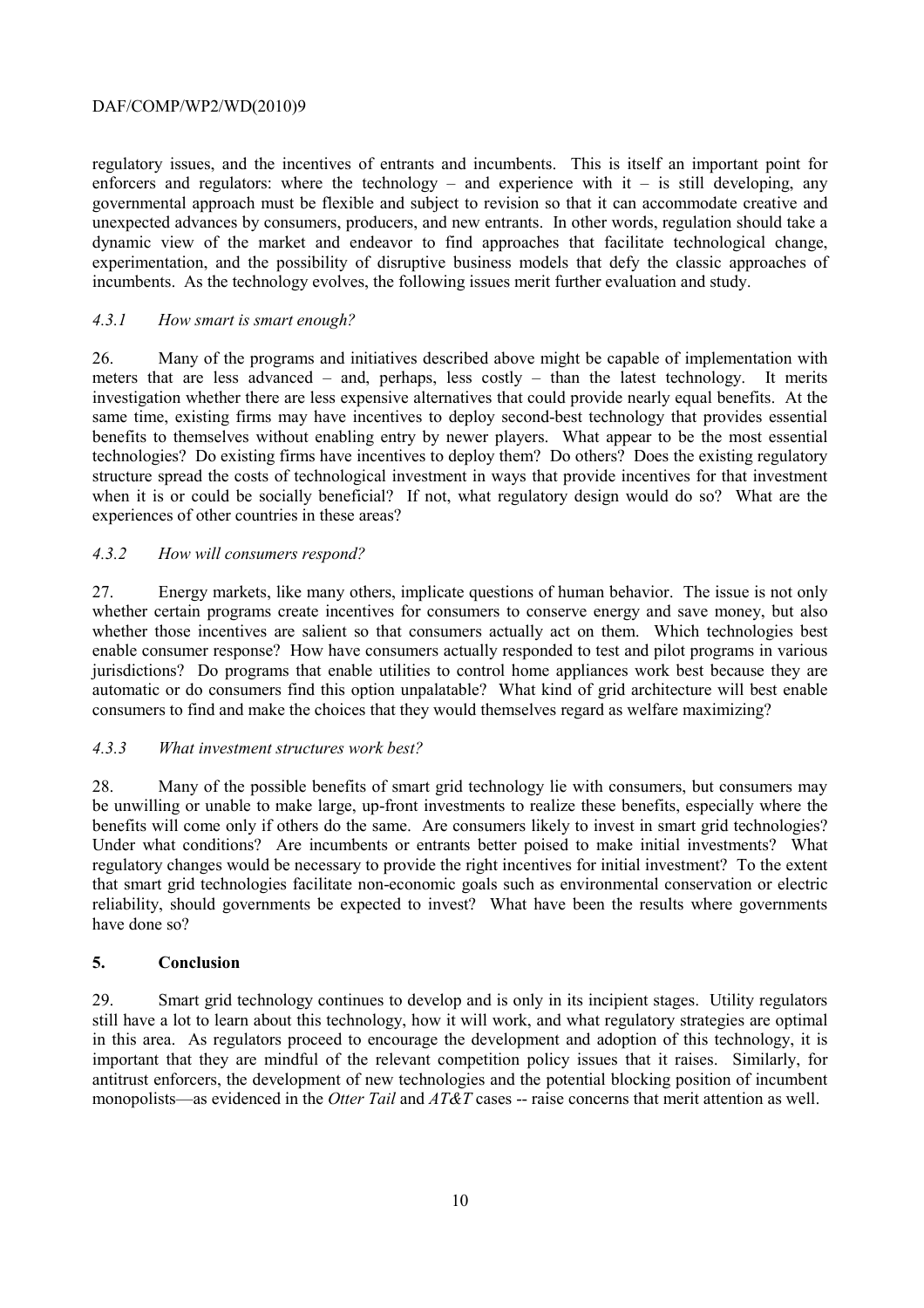regulatory issues, and the incentives of entrants and incumbents. This is itself an important point for enforcers and regulators: where the technology – and experience with it – is still developing, any governmental approach must be flexible and subject to revision so that it can accommodate creative and unexpected advances by consumers, producers, and new entrants. In other words, regulation should take a dynamic view of the market and endeavor to find approaches that facilitate technological change, experimentation, and the possibility of disruptive business models that defy the classic approaches of incumbents. As the technology evolves, the following issues merit further evaluation and study.

### *4.3.1 How smart is smart enough?*

26. Many of the programs and initiatives described above might be capable of implementation with meters that are less advanced – and, perhaps, less costly – than the latest technology. It merits investigation whether there are less expensive alternatives that could provide nearly equal benefits. At the same time, existing firms may have incentives to deploy second-best technology that provides essential benefits to themselves without enabling entry by newer players. What appear to be the most essential technologies? Do existing firms have incentives to deploy them? Do others? Does the existing regulatory structure spread the costs of technological investment in ways that provide incentives for that investment when it is or could be socially beneficial? If not, what regulatory design would do so? What are the experiences of other countries in these areas?

### *4.3.2 How will consumers respond?*

27. Energy markets, like many others, implicate questions of human behavior. The issue is not only whether certain programs create incentives for consumers to conserve energy and save money, but also whether those incentives are salient so that consumers actually act on them. Which technologies best enable consumer response? How have consumers actually responded to test and pilot programs in various jurisdictions? Do programs that enable utilities to control home appliances work best because they are automatic or do consumers find this option unpalatable? What kind of grid architecture will best enable consumers to find and make the choices that they would themselves regard as welfare maximizing?

### *4.3.3 What investment structures work best?*

28. Many of the possible benefits of smart grid technology lie with consumers, but consumers may be unwilling or unable to make large, up-front investments to realize these benefits, especially where the benefits will come only if others do the same. Are consumers likely to invest in smart grid technologies? Under what conditions? Are incumbents or entrants better poised to make initial investments? What regulatory changes would be necessary to provide the right incentives for initial investment? To the extent that smart grid technologies facilitate non-economic goals such as environmental conservation or electric reliability, should governments be expected to invest? What have been the results where governments have done so?

## **5. Conclusion**

29. Smart grid technology continues to develop and is only in its incipient stages. Utility regulators still have a lot to learn about this technology, how it will work, and what regulatory strategies are optimal in this area. As regulators proceed to encourage the development and adoption of this technology, it is important that they are mindful of the relevant competition policy issues that it raises. Similarly, for antitrust enforcers, the development of new technologies and the potential blocking position of incumbent monopolists—as evidenced in the *Otter Tail* and *AT&T* cases -- raise concerns that merit attention as well.